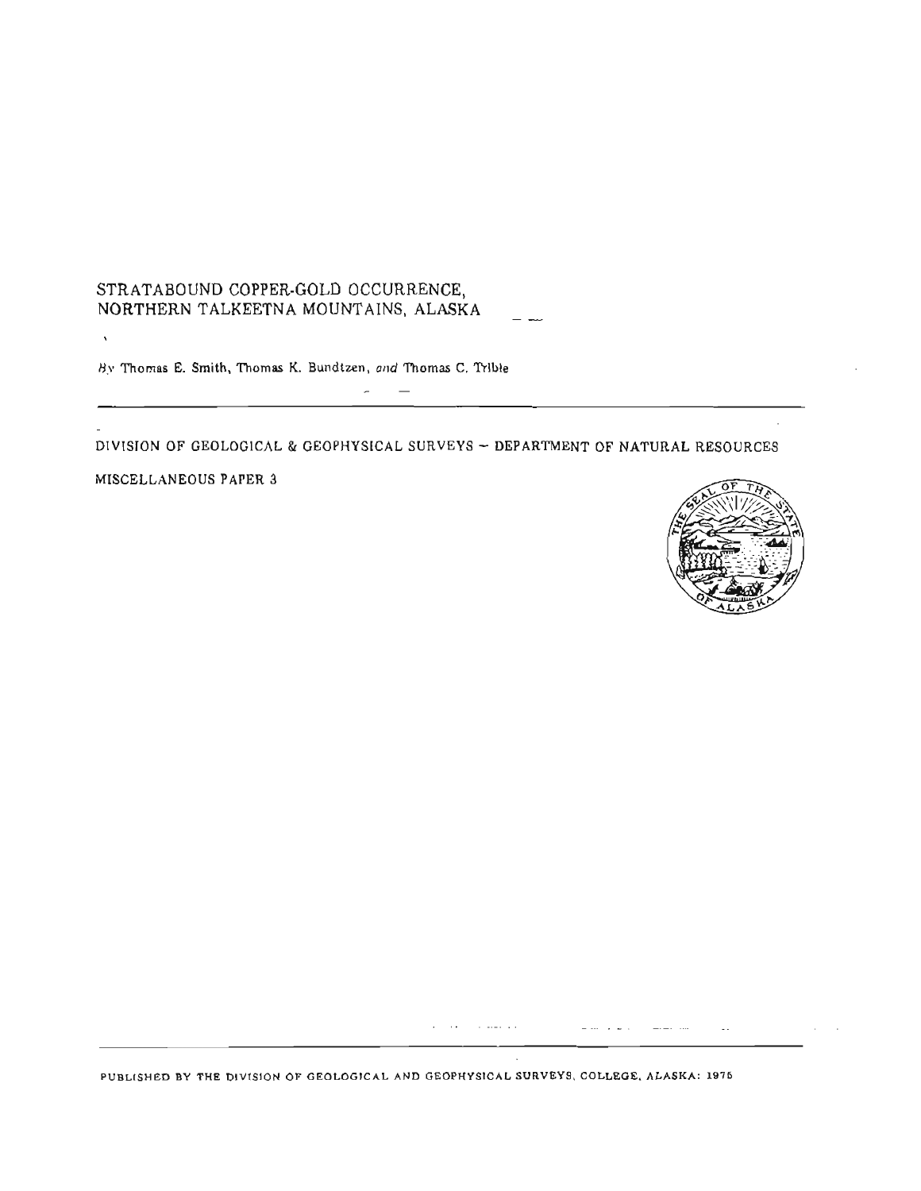# STRATABOUND COPPER-GOLD OCCURRENCE, NORTHERN TALKEETNA MOUNTAINS, ALASKA

By Thomas E. Smith, Thomas K. Bundtzen, *and* Thomas C. Trible

DIVISION OF GEOLOGICAL & GEOPHYSICAL SURVEYS – DEPARTMENT OF NATURAL RESOURCES

MISCELLANEOUS PAPER 3

PUBLISHED BY THE DIVISION OF GEOLOGICAL AND GEOPHYSICAL SURVEYS, COLLEGE, ALASKA: 1975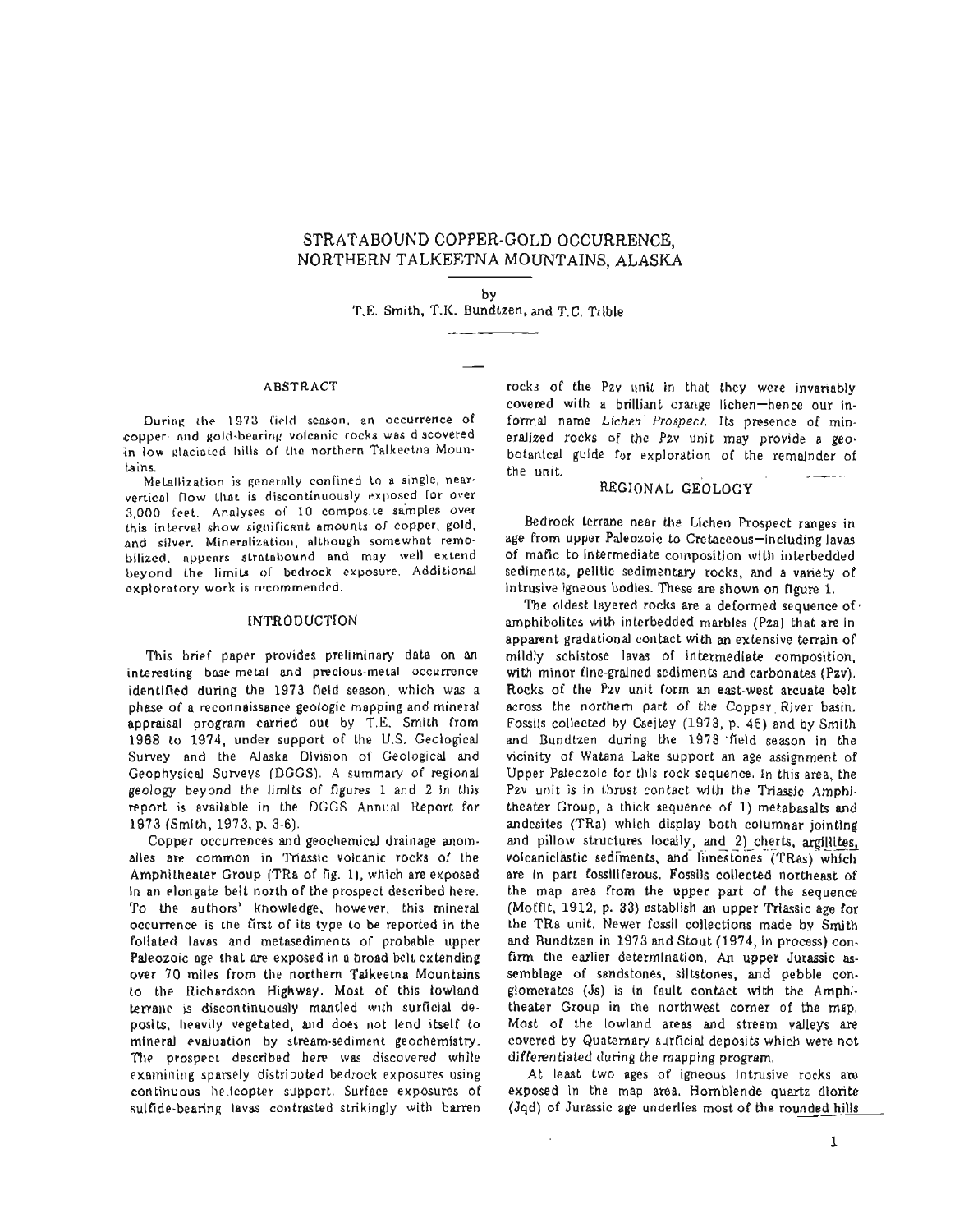# STRATABOUND COPPER-GOLD OCCURRENCE, NORTHERN TALKEETNA MOUNTAINS, ALASKA

by

T.E. Smith, T.K. Bundtzen, and T.C. Trible

## ABSTRACT

During the 1973 field season, an occurrence of copper- and gold-bearing volcanic rocks was discovered in low glaciated hills of the northern Talkeetna Mountains.

Metallization is generally confined to a single, near-vertical flow that is discontinuously exposed for over 3,000 feet. Analyses of 10 composite samples over this interval show significant amounts of copper, gold, and silver. Mineralization, although somewhat remobilized, appears stratabound and may well extend beyond the limits of bedrock exposure. Additional exploratory work is recommended.

## INTRODUCTION

This brief paper provides preliminary data on an interesting base-metal and precious-metal occurrence identified during the 1973 field season, which was a phase of a reconnaissance geologic mapping and mineral appraisal program carried out by T.E. Smith from 1968 to 1974, under support of the U.S. Geological Survey and the Alaska Division of Geological and Geophysical Surveys (DGGS). A summary of regional geology beyond the limits of figures 1 and 2 in this report is available in the DGGS Annual Report for 1973 (Smith, 1973, p. 3-6).

Copper occurrences and geochemical drainage anomalies are common in Triassic volcanic rocks of the Amphitheater Group (TRa of fig. 1), which are exposed in an elongate belt north of the prospect described here. To the authors' knowledge, however, this mineral occurrence is the first of its type to be reported in the foliated lavas and metasediments of probable upper Paleozoic age that are exposed in a broad belt extending over 70 miles from the northern Talkeetna Mountains to the Richardson Highway. Most of this lowland terrane is discontinuously mantled with surficial deposits, heavily vegetated, and does not lend itself to mineral evaluation by stream-sediment geochemistry. The prospect described here was discovered while examining sparsely distributed bedrock exposures using continuous helicopter support. Surface exposures of sulfide-bearing lavas contrasted strikingly with barren rocks of the Pzv unit in that they were invariably covered with a brilliant orange lichen—hence our informal name *Lichen Prospect*. Its presence of mineralized rocks of the Pzv unit may provide a geobotanical guide for exploration of the remainder of the unit.

## REGIONAL GEOLOGY

Bedrock terrane near the Lichen Prospect ranges in age from upper Paleozoic to Cretaceous—including lavas of mafic to intermediate composition with interbedded sediments, pelitic sedimentary rocks, and a variety of intrusive igneous bodies. These are shown on figure 1.

The oldest layered rocks are a deformed sequence of amphibolites with interbedded marbles (Pza) that are in apparent gradational contact with an extensive terrain of mildly schistose lavas of intermediate composition, with minor fine-grained sediments and carbonates (Pzv). Rocks of the Pzv unit form an east-west arcuate belt across the northern part of the Copper River basin. Fossils collected by Csejtey (1973, p. 45) and by Smith and Bundtzen during the 1973 field season in the vicinity of Watana Lake support an age assignment of Upper Paleozoic for this rock sequence. In this area, the Pzv unit is in thrust contact with the Triassic Amphitheater Group, a thick sequence of 1) metabasalts and andesites (TRa) which display both columnar jointing and pillow structures locally, and 2) cherts, argillites, volcaniclastic sediments, and limestones (TRas) which are in part fossiliferous. Fossils collected northeast of the map area from the upper part of the sequence (Moffit, 1912, p. 33) establish an upper Triassic age for the TRa unit. Newer fossil collections made by Smith and Bundtzen in 1973 and Stout (1974, in process) confirm the earlier determination. An upper Jurassic assemblage of sandstones, siltstones, and pebble conglomerates (Js) is in fault contact with the Amphitheater Group in the northwest corner of the map. Most of the lowland areas and stream valleys are covered by Quaternary surficial deposits which were not differentiated during the mapping program.

At least two ages of igneous intrusive rocks are exposed in the map area. Hornblende quartz diorite (Jqd) of Jurassic age underlies most of the rounded hills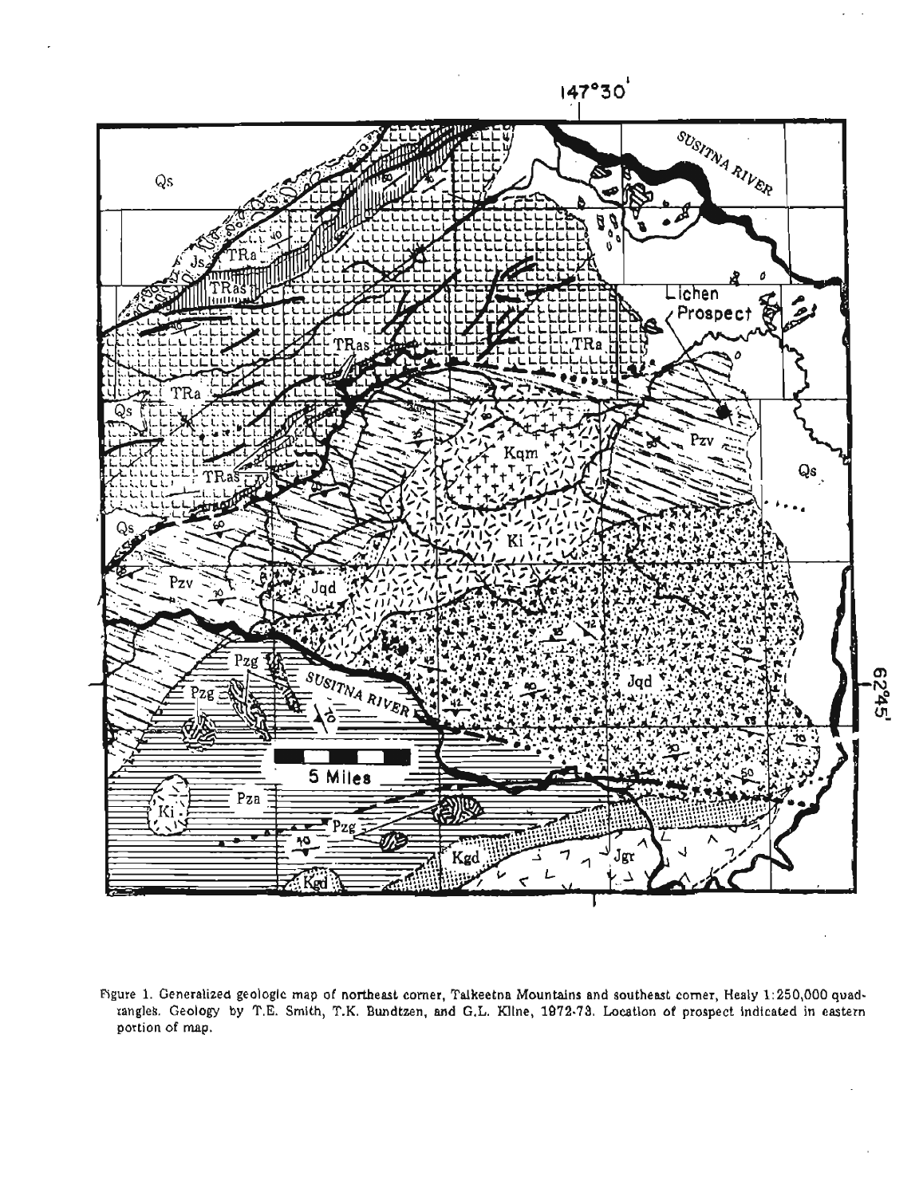Figure 1. Generalized geologic map of northeast corner, Talkeetna Mountains and southeast corner, Healy 1:250,000 quadrangles. Geology by T.E. Smith, T.K. Bundtzen, and G.L. Kline, 1972-73. Location of prospect indicated in eastern portion of map.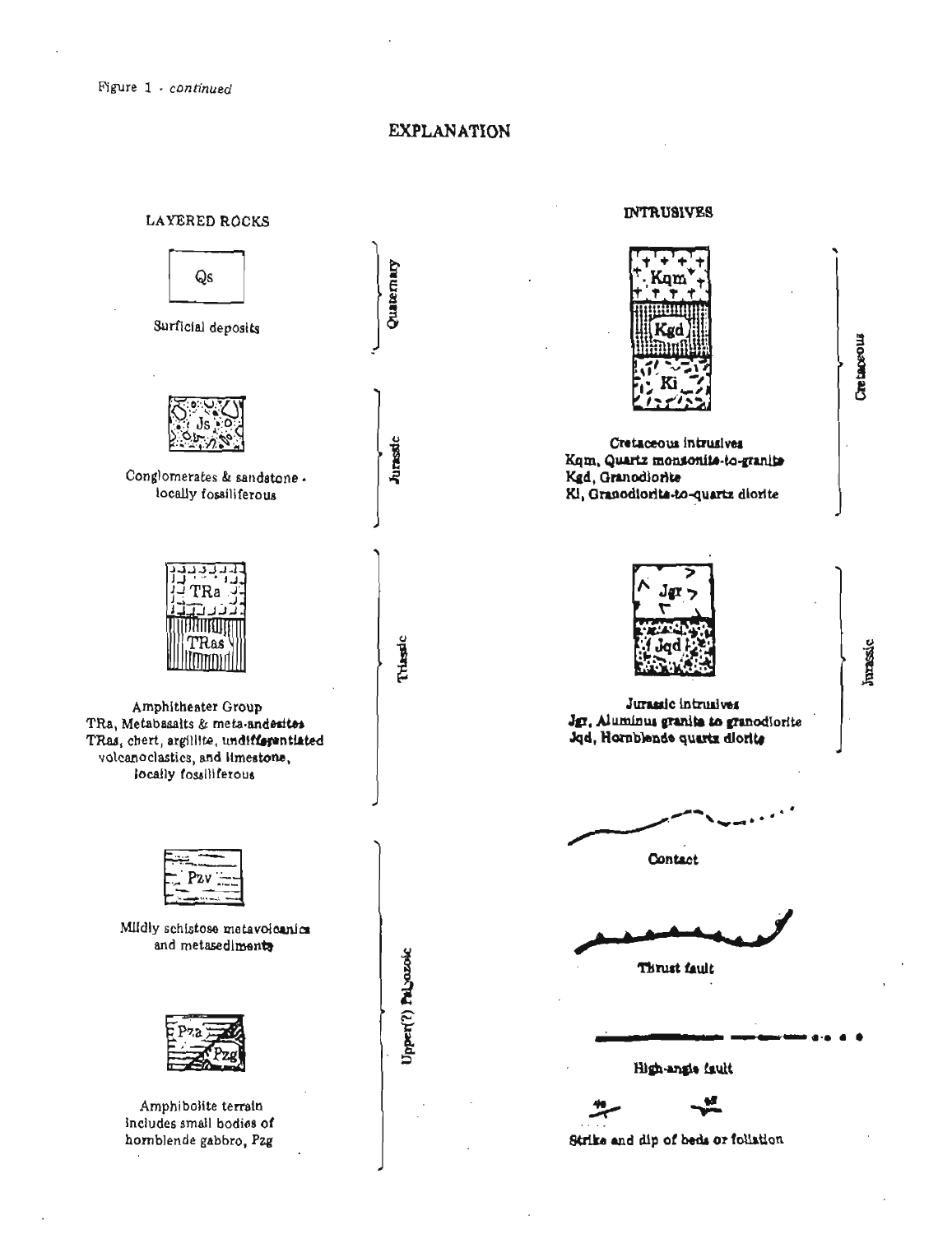Figure 1 - *continued*

# EXPLANATION

## LAYERED ROCKS

**Quaternary**

Qs

Surficial deposits

**Jurassic**

Js

Conglomerates & sandstone - locally fossiliferous

**Triassic**

TRa

TRas

Amphitheater Group
TRa, Metabasalts & meta-andesites
TRas, chert, argillite, undifferentiated volcanoclastics, and limestone, locally fossiliferous

**Upper(?) Paleozoic**

Pzv

Mildly schistose metavolcanics and metasediments

Pza

Pzg

Amphibolite terrain includes small bodies of hornblende gabbro, Pzg

## INTRUSIVES

**Cretaceous**

Kqm

Kgd

Ki

Cretaceous intrusives
Kqm, Quartz monzonite-to-granite
Kgd, Granodiorite
Ki, Granodiorite-to-quartz diorite

**Jurassic**

Jgr

Jqd

Jurassic intrusives
Jgr, Aluminous granite to granodiorite
Jqd, Hornblende quartz diorite

Contact

Thrust fault

High-angle fault

Strike and dip of beds or foliation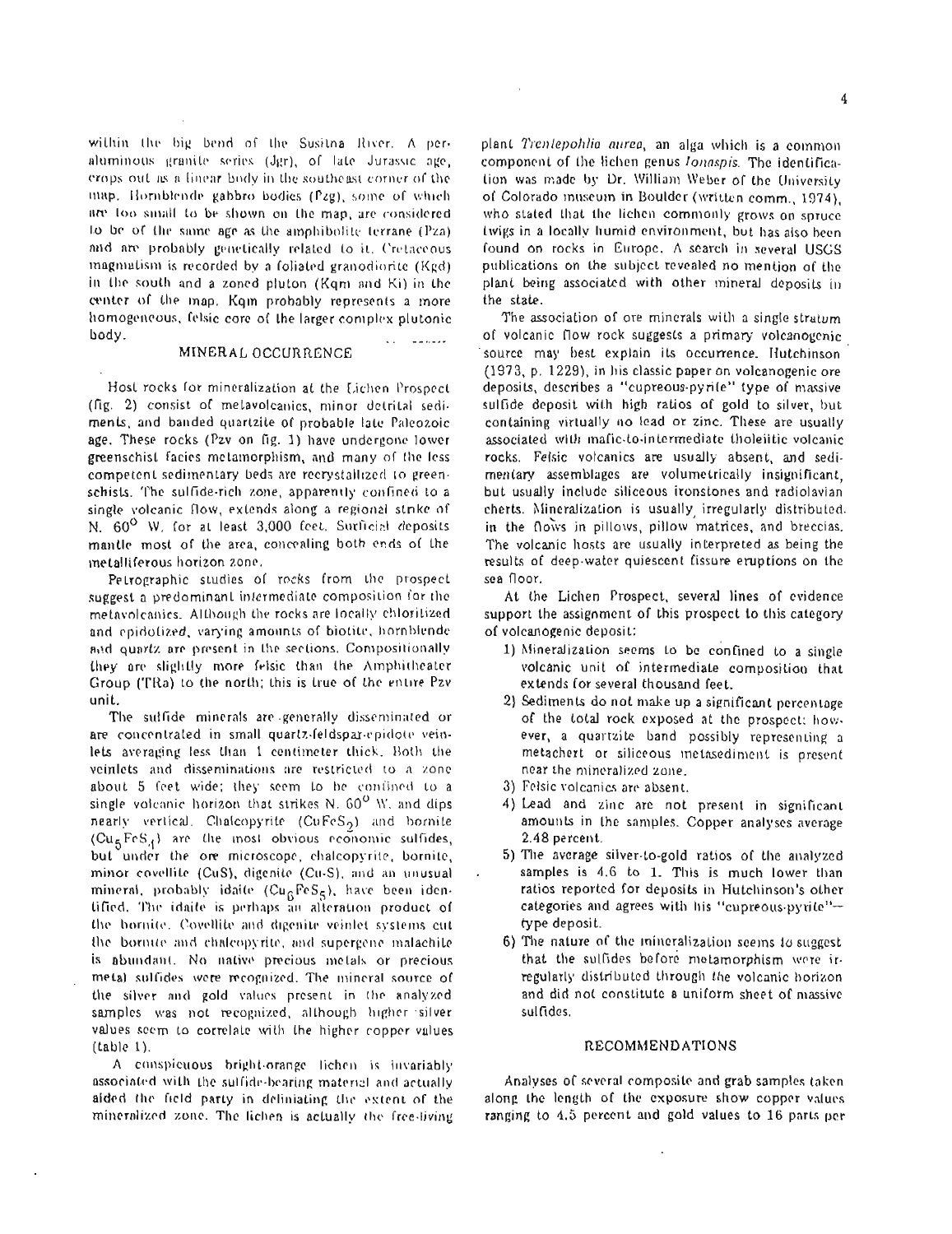within the big bend of the Susitna River. A peraluminous granite series (Jgr), of late Jurassic age, crops out as a linear body in the southeast corner of the map. Hornblende gabbro bodies (Pzg), some of which are too small to be shown on the map, are considered to be of the same age as the amphibolite terrane (Pza) and are probably genetically related to it. Cretaceous magmatism is recorded by a foliated granodiorite (Kgd) in the south and a zoned pluton (Kqm and Ki) in the center of the map. Kqm probably represents a more homogeneous, felsic core of the larger complex plutonic body.

## MINERAL OCCURRENCE

Host rocks for mineralization at the Lichen Prospect (fig. 2) consist of metavolcanics, minor detrital sediments, and banded quartzite of probable late Paleozoic age. These rocks (Pzv on fig. 1) have undergone lower greenschist facies metamorphism, and many of the less competent sedimentary beds are recrystallized to greenschists. The sulfide-rich zone, apparently confined to a single volcanic flow, extends along a regional strike of N. 60° W. for at least 3,000 feet. Surficial deposits mantle most of the area, concealing both ends of the metalliferous horizon zone.

Petrographic studies of rocks from the prospect suggest a predominant intermediate composition for the metavolcanics. Although the rocks are locally chloritized and epidotized, varying amounts of biotite, hornblende and quartz are present in the sections. Compositionally they are slightly more felsic than the Amphitheater Group (TRa) to the north; this is true of the entire Pzv unit.

The sulfide minerals are generally disseminated or are concentrated in small quartz-feldspar-epidote veinlets averaging less than 1 centimeter thick. Both the veinlets and disseminations are restricted to a zone about 5 feet wide; they seem to be confined to a single volcanic horizon that strikes N. 60° W. and dips nearly vertical. Chalcopyrite ($CuFeS_2$) and bornite ($Cu_5FeS_4$) are the most obvious economic sulfides, but under the ore microscope, chalcopyrite, bornite, minor covellite (CuS), digenite ($Cu_9S$), and an unusual mineral, probably idaite ($Cu_6FeS_5$), have been identified. The idaite is perhaps an alteration product of the bornite. Covellite and digenite veinlet systems cut the bornite and chalcopyrite, and supergene malachite is abundant. No native precious metals or precious metal sulfides were recognized. The mineral source of the silver and gold values present in the analyzed samples was not recognized, although higher silver values seem to correlate with the higher copper values (table 1).

A conspicuous bright-orange lichen is invariably associated with the sulfide-bearing material and actually aided the field party in delineating the extent of the mineralized zone. The lichen is actually the free-living plant *Trentepohlia aurea*, an alga which is a common component of the lichen genus *Ionaspis*. The identification was made by Dr. William Weber of the University of Colorado museum in Boulder (written comm., 1974), who stated that the lichen commonly grows on spruce twigs in a locally humid environment, but has also been found on rocks in Europe. A search in several USGS publications on the subject revealed no mention of the plant being associated with other mineral deposits in the state.

The association of ore minerals with a single stratum of volcanic flow rock suggests a primary volcanogenic source may best explain its occurrence. Hutchinson (1973, p. 1229), in his classic paper on volcanogenic ore deposits, describes a "cupreous-pyrite" type of massive sulfide deposit with high ratios of gold to silver, but containing virtually no lead or zinc. These are usually associated with mafic-to-intermediate tholeiitic volcanic rocks. Felsic volcanics are usually absent, and sedimentary assemblages are volumetrically insignificant, but usually include siliceous ironstones and radiolavian cherts. Mineralization is usually irregularly distributed in the flows in pillows, pillow matrices, and breccias. The volcanic hosts are usually interpreted as being the results of deep-water quiescent fissure eruptions on the sea floor.

At the Lichen Prospect, several lines of evidence support the assignment of this prospect to this category of volcanogenic deposit:

1) Mineralization seems to be confined to a single volcanic unit of intermediate composition that extends for several thousand feet.
2) Sediments do not make up a significant percentage of the total rock exposed at the prospect; however, a quartzite band possibly representing a metachert or siliceous metasediment is present near the mineralized zone.
3) Felsic volcanics are absent.
4) Lead and zinc are not present in significant amounts in the samples. Copper analyses average 2.48 percent.
5) The average silver-to-gold ratios of the analyzed samples is 4.6 to 1. This is much lower than ratios reported for deposits in Hutchinson's other categories and agrees with his "cupreous-pyrite"-type deposit.
6) The nature of the mineralization seems to suggest that the sulfides before metamorphism were irregularly distributed through the volcanic horizon and did not constitute a uniform sheet of massive sulfides.

## RECOMMENDATIONS

Analyses of several composite and grab samples taken along the length of the exposure show copper values ranging to 4.5 percent and gold values to 16 parts per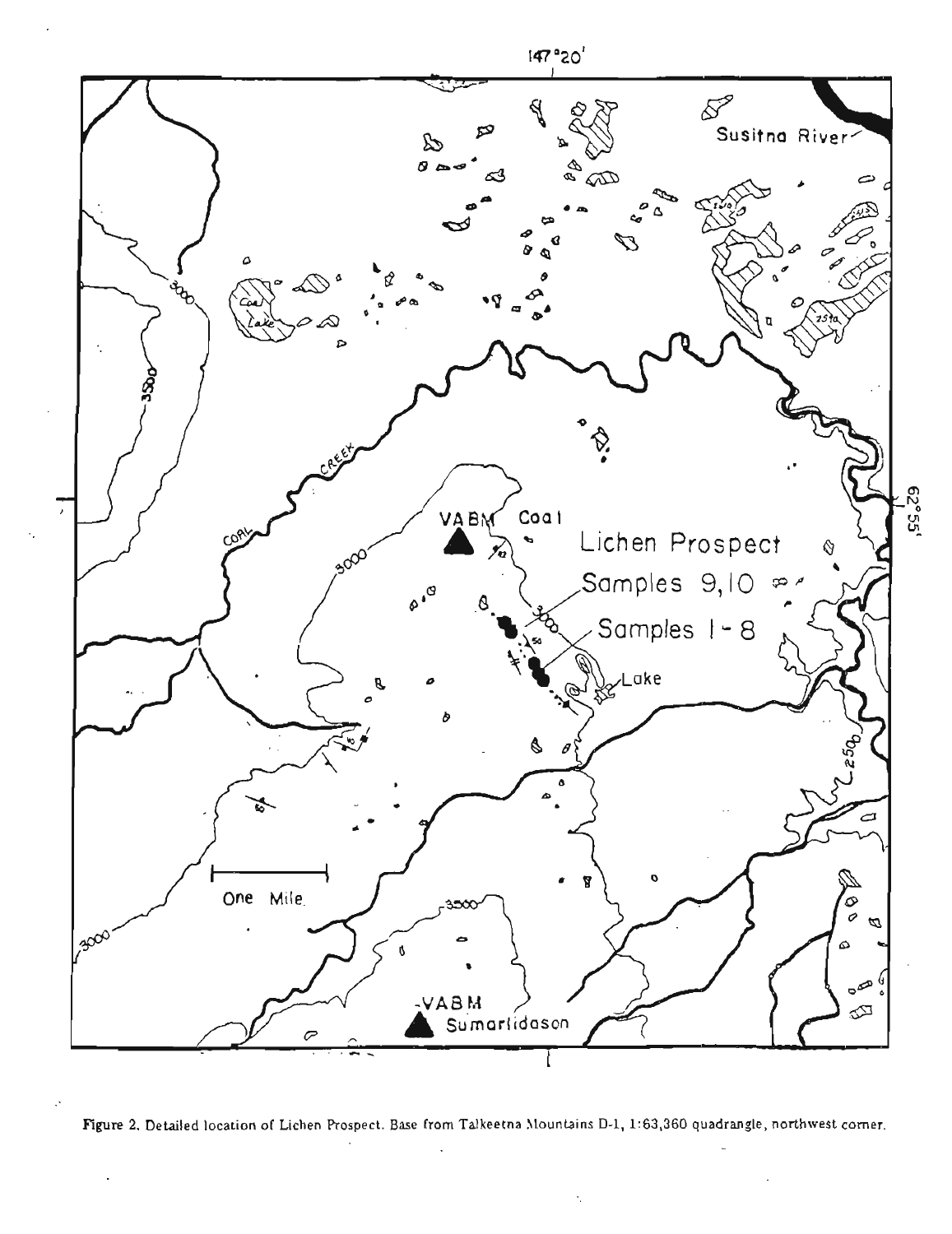Figure 2. Detailed location of Lichen Prospect. Base from Talkeetna Mountains D-1, 1:63,360 quadrangle, northwest corner.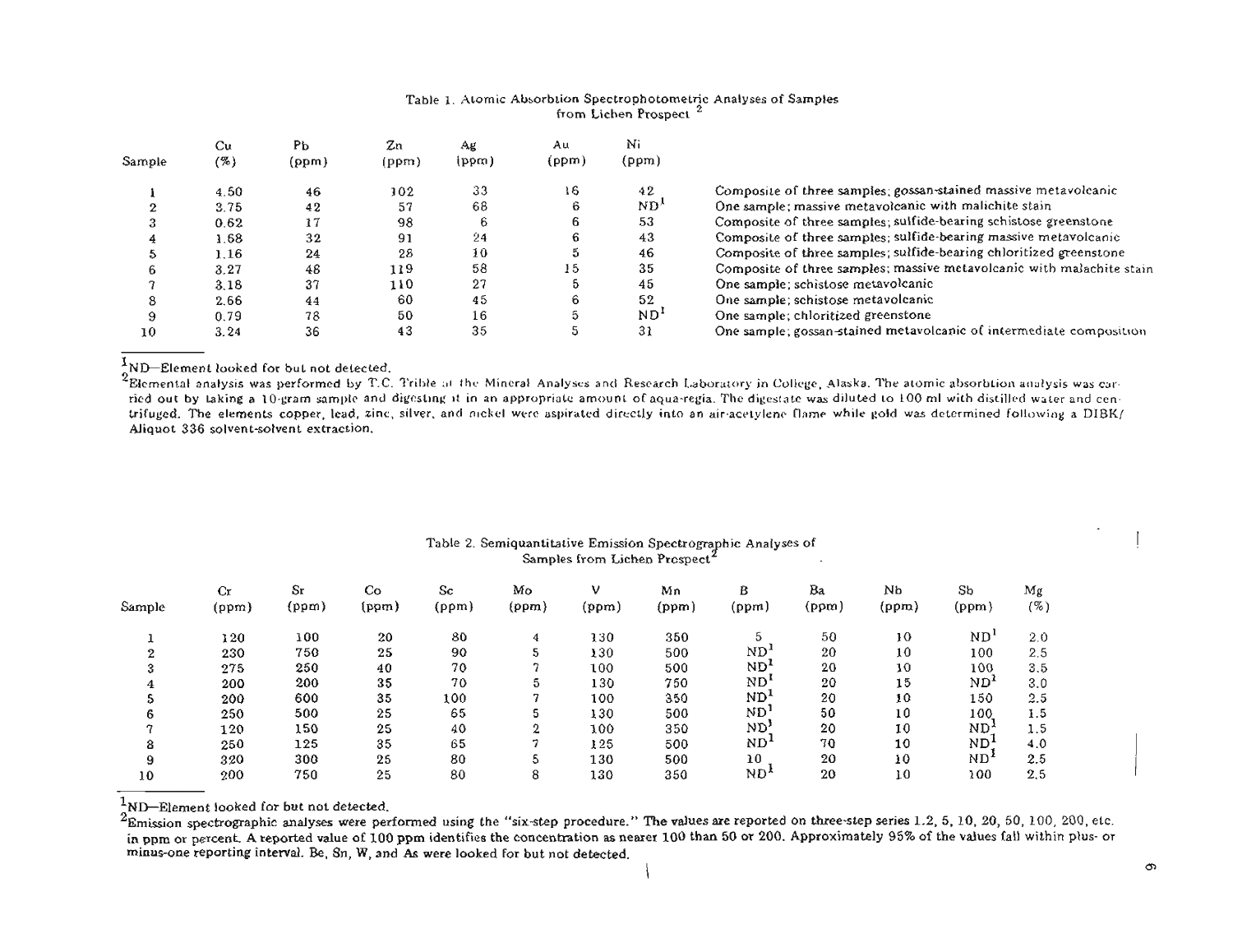Table 1. Atomic Absorbtion Spectrophotometric Analyses of Samples from Lichen Prospect [2]

| Sample | Cu (%) | Pb (ppm) | Zn (ppm) | Ag (ppm) | Au (ppm) | Ni (ppm) | |
|---|---|---|---|---|---|---|---|
| 1 | 4.50 | 46 | 102 | 33 | 16 | 42 | Composite of three samples; gossan-stained massive metavolcanic |
| 2 | 3.75 | 42 | 57 | 68 | 6 | ND[1] | One sample; massive metavolcanic with malichite stain |
| 3 | 0.62 | 17 | 98 | 6 | 6 | 53 | Composite of three samples; sulfide-bearing schistose greenstone |
| 4 | 1.68 | 32 | 91 | 24 | 6 | 43 | Composite of three samples; sulfide-bearing massive metavolcanic |
| 5 | 1.16 | 24 | 28 | 10 | 5 | 46 | Composite of three samples; sulfide-bearing chloritized greenstone |
| 6 | 3.27 | 48 | 119 | 58 | 15 | 35 | Composite of three samples; massive metavolcanic with malachite stain |
| 7 | 3.18 | 37 | 110 | 27 | 5 | 45 | One sample; schistose metavolcanic |
| 8 | 2.66 | 44 | 60 | 45 | 6 | 52 | One sample; schistose metavolcanic |
| 9 | 0.79 | 78 | 50 | 16 | 5 | ND[1] | One sample; chloritized greenstone |
| 10 | 3.24 | 36 | 43 | 35 | 5 | 31 | One sample; gossan-stained metavolcanic of intermediate composition |

[1]ND—Element looked for but not detected.

[2]Elemental analysis was performed by T.C. Trible at the Mineral Analyses and Research Laboratory in College, Alaska. The atomic absorbtion analysis was carried out by taking a 10-gram sample and digesting it in an appropriate amount of aqua-regia. The digestate was diluted to 100 ml with distilled water and centrifuged. The elements copper, lead, zinc, silver, and nickel were aspirated directly into an air-acetylene flame while gold was determined following a DIBK/Aliquot 336 solvent-solvent extraction.

Table 2. Semiquantitative Emission Spectrographic Analyses of Samples from Lichen Prospect [2]

| Sample | Cr (ppm) | Sr (ppm) | Co (ppm) | Sc (ppm) | Mo (ppm) | V (ppm) | Mn (ppm) | B (ppm) | Ba (ppm) | Nb (ppm) | Sb (ppm) | Mg (%) |
|---|---|---|---|---|---|---|---|---|---|---|---|---|
| 1 | 120 | 100 | 20 | 80 | 4 | 130 | 350 | 5 | 50 | 10 | ND[1] | 2.0 |
| 2 | 230 | 750 | 25 | 90 | 5 | 130 | 500 | ND[1] | 20 | 10 | 100 | 2.5 |
| 3 | 275 | 250 | 40 | 70 | 7 | 100 | 500 | ND[1] | 20 | 10 | 100 | 3.5 |
| 4 | 200 | 200 | 35 | 70 | 5 | 130 | 750 | ND[1] | 20 | 15 | ND[1] | 3.0 |
| 5 | 200 | 600 | 35 | 100 | 7 | 100 | 350 | ND[1] | 20 | 10 | 150 | 2.5 |
| 6 | 250 | 500 | 25 | 65 | 5 | 130 | 500 | ND[1] | 50 | 10 | 100 | 1.5 |
| 7 | 120 | 150 | 25 | 40 | 2 | 100 | 350 | ND[1] | 20 | 10 | ND[1] | 1.5 |
| 8 | 250 | 125 | 35 | 65 | 7 | 125 | 500 | ND[1] | 70 | 10 | ND[1] | 4.0 |
| 9 | 320 | 300 | 25 | 80 | 5 | 130 | 500 | 10 | 20 | 10 | ND[1] | 2.5 |
| 10 | 200 | 750 | 25 | 80 | 8 | 130 | 350 | ND[1] | 20 | 10 | 100 | 2.5 |

[1]ND—Element looked for but not detected.

[2]Emission spectrographic analyses were performed using the "six-step procedure." The values are reported on three-step series 1.2, 5, 10, 20, 50, 100, 200, etc. in ppm or percent. A reported value of 100 ppm identifies the concentration as nearer 100 than 50 or 200. Approximately 95% of the values fall within plus- or minus-one reporting interval. Be, Sn, W, and As were looked for but not detected.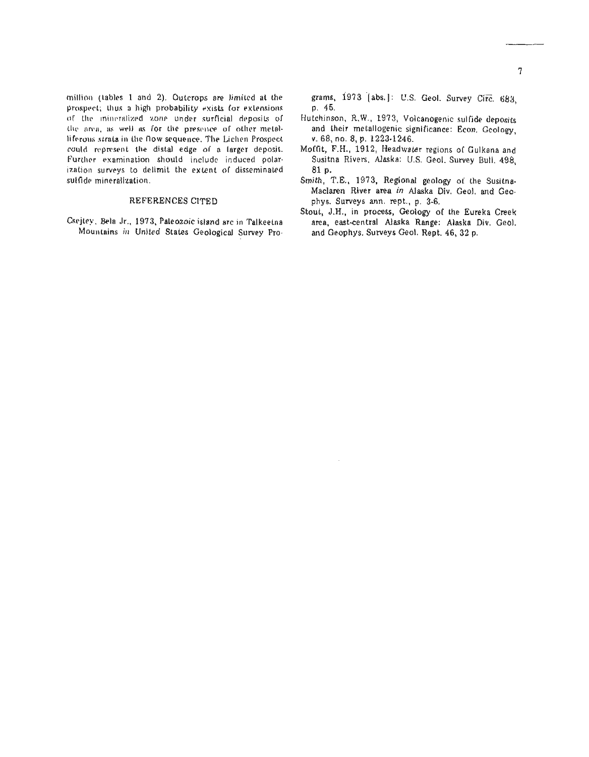million (tables 1 and 2). Outcrops are limited at the prospect; thus a high probability exists for extensions of the mineralized zone under surficial deposits of the area, as well as for the presence of other metalliferous strata in the flow sequence. The Lichen Prospect could represent the distal edge of a larger deposit. Further examination should include induced polarization surveys to delimit the extent of disseminated sulfide mineralization.

## REFERENCES CITED

Csejtey, Bela Jr., 1973, Paleozoic island arc in Talkeetna Mountains *in* United States Geological Survey Programs, 1973 [abs.]: U.S. Geol. Survey Circ. 683, p. 45.

Hutchinson, R.W., 1973, Volcanogenic sulfide deposits and their metallogenic significance: Econ. Geology, v. 68, no. 8, p. 1223-1246.

Moffit, F.H., 1912, Headwater regions of Gulkana and Susitna Rivers, Alaska: U.S. Geol. Survey Bull. 498, 81 p.

Smith, T.E., 1973, Regional geology of the Susitna-Maclaren River area *in* Alaska Div. Geol. and Geophys. Surveys ann. rept., p. 3-6.

Stout, J.H., in process, Geology of the Eureka Creek area, east-central Alaska Range: Alaska Div. Geol. and Geophys. Surveys Geol. Rept. 46, 32 p.